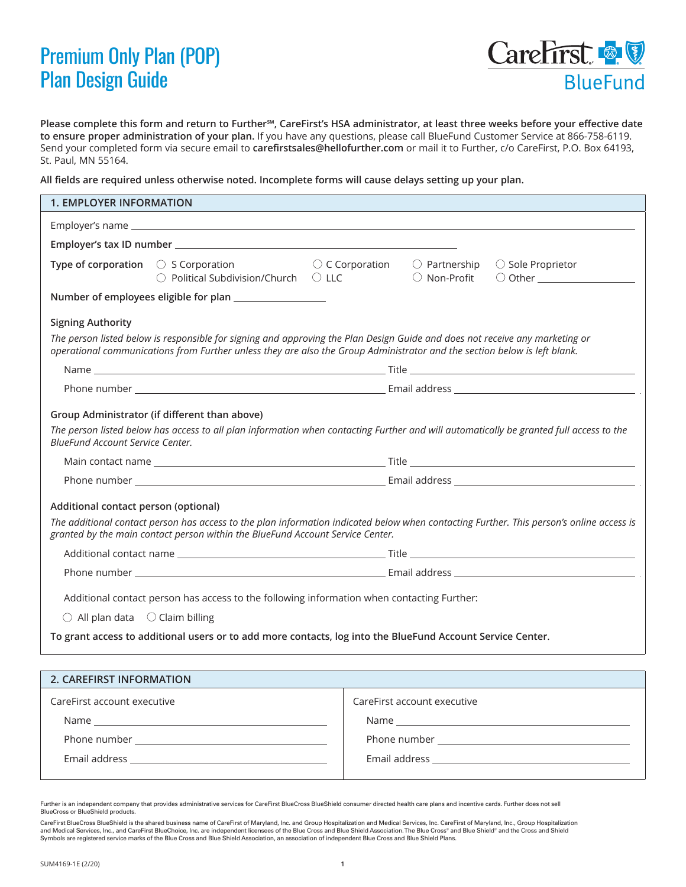# Premium Only Plan (POP) Plan Design Guide

CareFirst BlueFund

**Please complete this form and return to Further℠, CareFirst's HSA administrator, at least three weeks before your effective date to ensure proper administration of your plan.** If you have any questions, please call BlueFund Customer Service at 866-758-6119. Send your completed form via secure email to **carefirstsales@hellofurther.com** or mail it to Further, c/o CareFirst, P.O. Box 64193, St. Paul, MN 55164.

**All fields are required unless otherwise noted. Incomplete forms will cause delays setting up your plan.**

## 1. EMPLOYER INFORMATION

Employer's name ____________________

**Employer's tax ID number** ____________________

**Type of corporation**
- ○ S Corporation
- ○ C Corporation
- ○ Partnership
- ○ Sole Proprietor
- ○ Political Subdivision/Church
- ○ LLC
- ○ Non-Profit
- ○ Other ____________

**Number of employees eligible for plan** ____________

### Signing Authority

*The person listed below is responsible for signing and approving the Plan Design Guide and does not receive any marketing or operational communications from Further unless they are also the Group Administrator and the section below is left blank.*

Name ____________________ Title ____________________

Phone number ____________________ Email address ____________________

### Group Administrator (if different than above)

*The person listed below has access to all plan information when contacting Further and will automatically be granted full access to the BlueFund Account Service Center.*

Main contact name ____________________ Title ____________________

Phone number ____________________ Email address ____________________

### Additional contact person (optional)

*The additional contact person has access to the plan information indicated below when contacting Further. This person's online access is granted by the main contact person within the BlueFund Account Service Center.*

Additional contact name ____________________ Title ____________________

Phone number ____________________ Email address ____________________

Additional contact person has access to the following information when contacting Further:

○ All plan data ○ Claim billing

**To grant access to additional users or to add more contacts, log into the BlueFund Account Service Center**.

## 2. CAREFIRST INFORMATION

| CareFirst account executive | CareFirst account executive |
|---|---|
| Name ____________________ | Name ____________________ |
| Phone number ____________________ | Phone number ____________________ |
| Email address ____________________ | Email address ____________________ |

Further is an independent company that provides administrative services for CareFirst BlueCross BlueShield consumer directed health care plans and incentive cards. Further does not sell BlueCross or BlueShield products.

CareFirst BlueCross BlueShield is the shared business name of CareFirst of Maryland, Inc. and Group Hospitalization and Medical Services, Inc. CareFirst of Maryland, Inc., Group Hospitalization and Medical Services, Inc., and CareFirst BlueChoice, Inc. are independent licensees of the Blue Cross and Blue Shield Association. The Blue Cross® and Blue Shield® and the Cross and Shield Symbols are registered service marks of the Blue Cross and Blue Shield Association, an association of independent Blue Cross and Blue Shield Plans.

SUM4169-1E (2/20)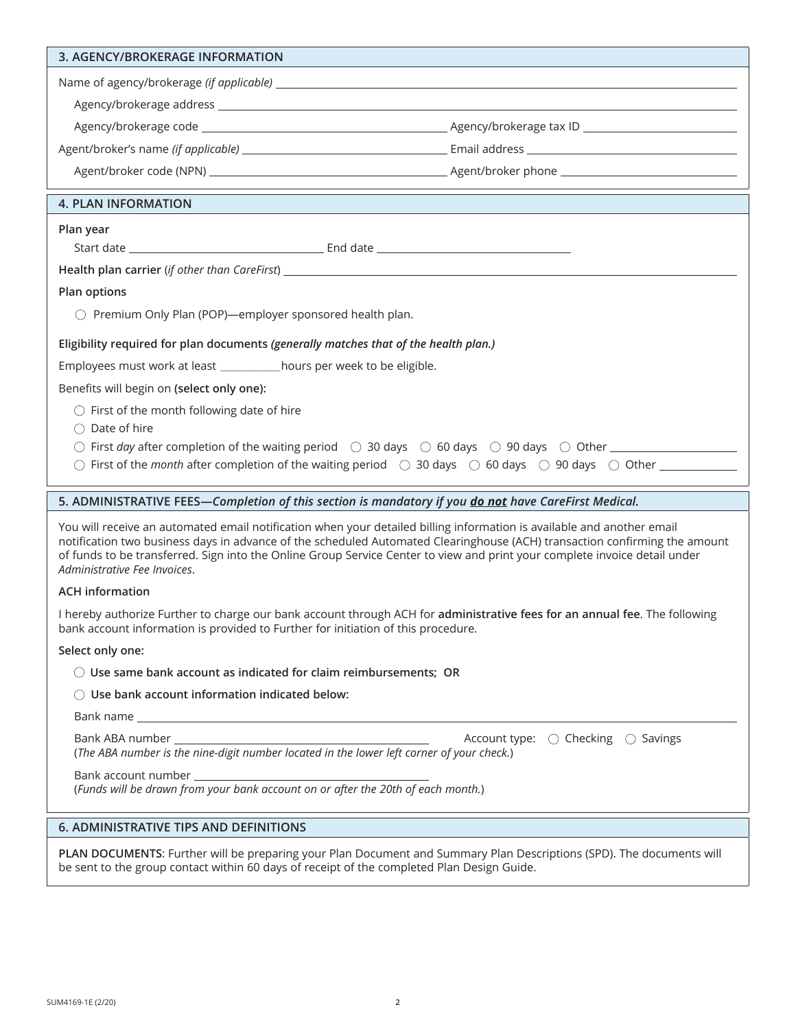## 3. AGENCY/BROKERAGE INFORMATION

Name of agency/brokerage *(if applicable)* \_\_\_\_\_\_\_\_\_\_\_\_\_\_\_\_\_\_\_\_

Agency/brokerage address \_\_\_\_\_\_\_\_\_\_\_\_\_\_\_\_\_\_\_\_

Agency/brokerage code \_\_\_\_\_\_\_\_\_\_\_\_\_\_\_\_\_\_\_\_ Agency/brokerage tax ID \_\_\_\_\_\_\_\_\_\_\_\_\_\_\_\_\_\_\_\_

Agent/broker's name *(if applicable)* \_\_\_\_\_\_\_\_\_\_\_\_\_\_\_\_\_\_\_\_ Email address \_\_\_\_\_\_\_\_\_\_\_\_\_\_\_\_\_\_\_\_

Agent/broker code (NPN) \_\_\_\_\_\_\_\_\_\_\_\_\_\_\_\_\_\_\_\_ Agent/broker phone \_\_\_\_\_\_\_\_\_\_\_\_\_\_\_\_\_\_\_\_

## 4. PLAN INFORMATION

**Plan year**

Start date \_\_\_\_\_\_\_\_\_\_\_\_\_\_\_\_\_\_\_\_ End date \_\_\_\_\_\_\_\_\_\_\_\_\_\_\_\_\_\_\_\_

**Health plan carrier** (*if other than CareFirst*) \_\_\_\_\_\_\_\_\_\_\_\_\_\_\_\_\_\_\_\_

**Plan options**

○ Premium Only Plan (POP)—employer sponsored health plan.

**Eligibility required for plan documents** ***(generally matches that of the health plan.)***

Employees must work at least \_\_\_\_\_\_\_\_\_\_ hours per week to be eligible.

Benefits will begin on **(select only one):**

○ First of the month following date of hire

○ Date of hire

○ First *day* after completion of the waiting period ○ 30 days ○ 60 days ○ 90 days ○ Other \_\_\_\_\_\_\_\_\_\_\_\_\_\_\_\_\_\_\_\_

○ First of the *month* after completion of the waiting period ○ 30 days ○ 60 days ○ 90 days ○ Other \_\_\_\_\_\_\_\_\_\_\_\_\_\_\_\_\_\_\_\_

## 5. ADMINISTRATIVE FEES—*Completion of this section is mandatory if you* ***do not*** *have CareFirst Medical.*

You will receive an automated email notification when your detailed billing information is available and another email notification two business days in advance of the scheduled Automated Clearinghouse (ACH) transaction confirming the amount of funds to be transferred. Sign into the Online Group Service Center to view and print your complete invoice detail under *Administrative Fee Invoices*.

**ACH information**

I hereby authorize Further to charge our bank account through ACH for **administrative fees for an annual fee**. The following bank account information is provided to Further for initiation of this procedure.

**Select only one:**

○ **Use same bank account as indicated for claim reimbursements; OR**

○ **Use bank account information indicated below:**

Bank name \_\_\_\_\_\_\_\_\_\_\_\_\_\_\_\_\_\_\_\_

Bank ABA number \_\_\_\_\_\_\_\_\_\_\_\_\_\_\_\_\_\_\_\_ Account type: ○ Checking ○ Savings

(*The ABA number is the nine-digit number located in the lower left corner of your check.*)

Bank account number \_\_\_\_\_\_\_\_\_\_\_\_\_\_\_\_\_\_\_\_

(*Funds will be drawn from your bank account on or after the 20th of each month.*)

## 6. ADMINISTRATIVE TIPS AND DEFINITIONS

**PLAN DOCUMENTS**: Further will be preparing your Plan Document and Summary Plan Descriptions (SPD). The documents will be sent to the group contact within 60 days of receipt of the completed Plan Design Guide.

SUM4169-1E (2/20)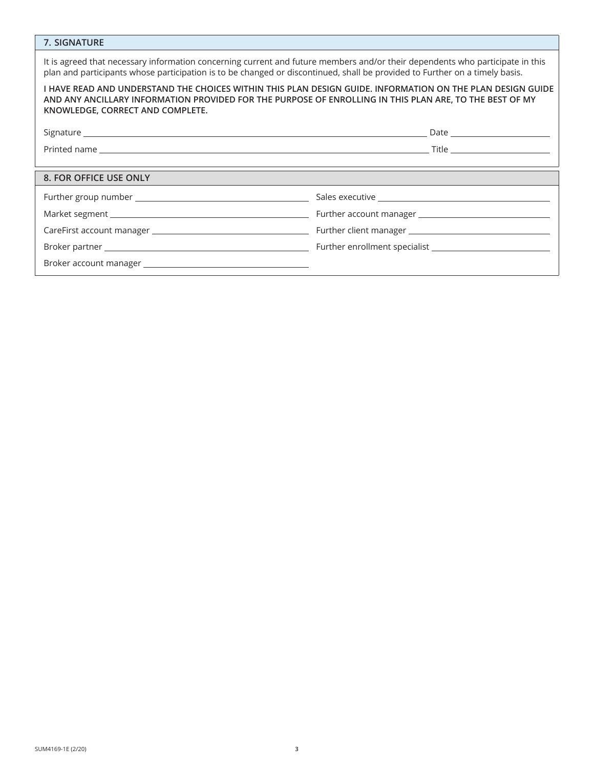## 7. SIGNATURE

It is agreed that necessary information concerning current and future members and/or their dependents who participate in this plan and participants whose participation is to be changed or discontinued, shall be provided to Further on a timely basis.

**I HAVE READ AND UNDERSTAND THE CHOICES WITHIN THIS PLAN DESIGN GUIDE. INFORMATION ON THE PLAN DESIGN GUIDE AND ANY ANCILLARY INFORMATION PROVIDED FOR THE PURPOSE OF ENROLLING IN THIS PLAN ARE, TO THE BEST OF MY KNOWLEDGE, CORRECT AND COMPLETE.**

Signature \_\_\_\_\_\_\_\_\_\_\_\_\_\_\_\_\_\_\_\_\_\_\_\_\_\_\_\_\_\_\_\_\_\_\_\_\_\_\_\_ Date \_\_\_\_\_\_\_\_\_\_\_\_\_\_\_\_

Printed name \_\_\_\_\_\_\_\_\_\_\_\_\_\_\_\_\_\_\_\_\_\_\_\_\_\_\_\_\_\_\_\_\_\_\_\_\_\_ Title \_\_\_\_\_\_\_\_\_\_\_\_\_\_\_\_

## 8. FOR OFFICE USE ONLY

Further group number \_\_\_\_\_\_\_\_\_\_\_\_\_\_\_\_\_\_\_\_

Market segment \_\_\_\_\_\_\_\_\_\_\_\_\_\_\_\_\_\_\_\_

CareFirst account manager \_\_\_\_\_\_\_\_\_\_\_\_\_\_\_\_\_\_\_\_

Broker partner \_\_\_\_\_\_\_\_\_\_\_\_\_\_\_\_\_\_\_\_

Broker account manager \_\_\_\_\_\_\_\_\_\_\_\_\_\_\_\_\_\_\_\_

Sales executive \_\_\_\_\_\_\_\_\_\_\_\_\_\_\_\_\_\_\_\_

Further account manager \_\_\_\_\_\_\_\_\_\_\_\_\_\_\_\_\_\_\_\_

Further client manager \_\_\_\_\_\_\_\_\_\_\_\_\_\_\_\_\_\_\_\_

Further enrollment specialist \_\_\_\_\_\_\_\_\_\_\_\_\_\_\_\_\_\_\_\_

SUM4169-1E (2/20)